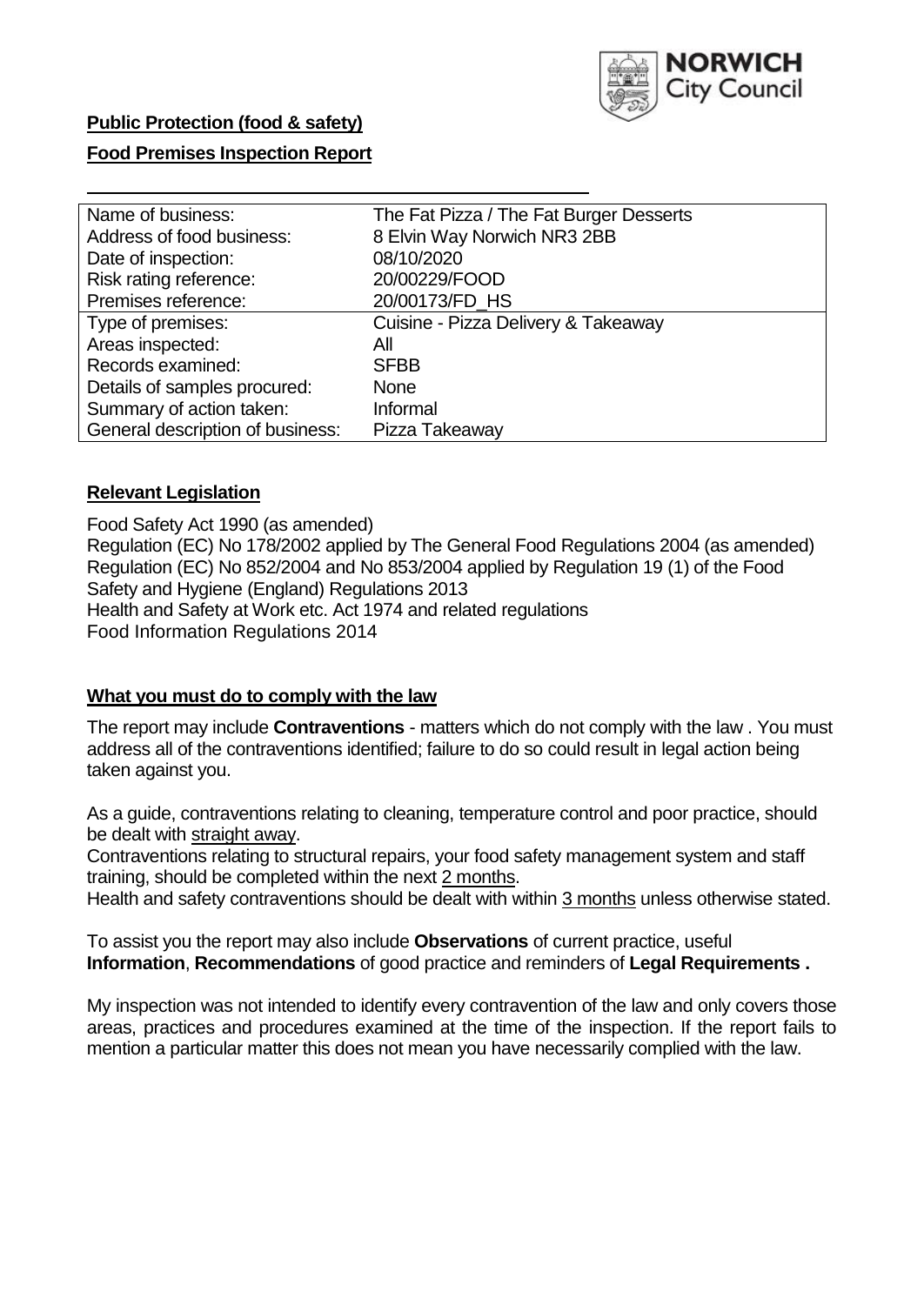**Public Protection (food & safety)**

**Food Premises Inspection Report**

| | |
|---|---|
| Name of business: | The Fat Pizza / The Fat Burger Desserts |
| Address of food business: | 8 Elvin Way Norwich NR3 2BB |
| Date of inspection: | 08/10/2020 |
| Risk rating reference: | 20/00229/FOOD |
| Premises reference: | 20/00173/FD_HS |
| Type of premises: | Cuisine - Pizza Delivery & Takeaway |
| Areas inspected: | All |
| Records examined: | SFBB |
| Details of samples procured: | None |
| Summary of action taken: | Informal |
| General description of business: | Pizza Takeaway |

**Relevant Legislation**

Food Safety Act 1990 (as amended)
Regulation (EC) No 178/2002 applied by The General Food Regulations 2004 (as amended)
Regulation (EC) No 852/2004 and No 853/2004 applied by Regulation 19 (1) of the Food Safety and Hygiene (England) Regulations 2013
Health and Safety at Work etc. Act 1974 and related regulations
Food Information Regulations 2014

**What you must do to comply with the law**

The report may include **Contraventions** - matters which do not comply with the law . You must address all of the contraventions identified; failure to do so could result in legal action being taken against you.

As a guide, contraventions relating to cleaning, temperature control and poor practice, should be dealt with straight away.
Contraventions relating to structural repairs, your food safety management system and staff training, should be completed within the next 2 months.
Health and safety contraventions should be dealt with within 3 months unless otherwise stated.

To assist you the report may also include **Observations** of current practice, useful **Information**, **Recommendations** of good practice and reminders of **Legal Requirements .**

My inspection was not intended to identify every contravention of the law and only covers those areas, practices and procedures examined at the time of the inspection. If the report fails to mention a particular matter this does not mean you have necessarily complied with the law.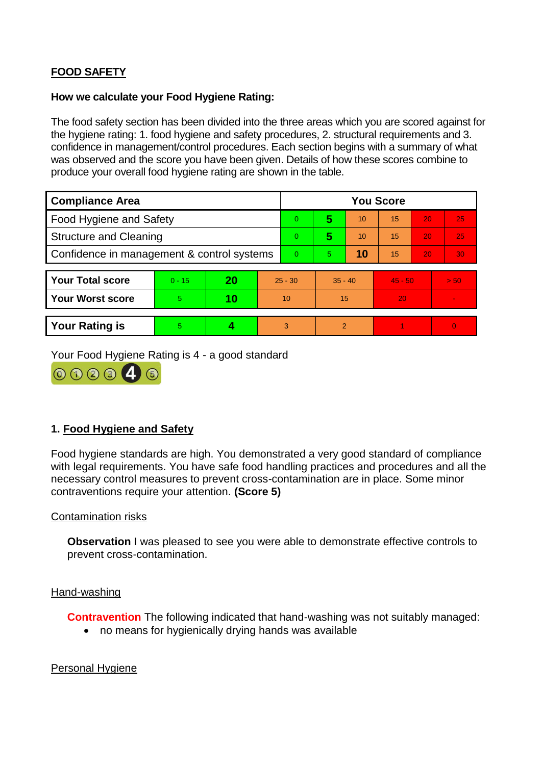## FOOD SAFETY

**How we calculate your Food Hygiene Rating:**

The food safety section has been divided into the three areas which you are scored against for the hygiene rating: 1. food hygiene and safety procedures, 2. structural requirements and 3. confidence in management/control procedures. Each section begins with a summary of what was observed and the score you have been given. Details of how these scores combine to produce your overall food hygiene rating are shown in the table.

| Compliance Area | You Score | | | | | |
|---|---|---|---|---|---|---|
| Food Hygiene and Safety | 0 | **5** | 10 | 15 | 20 | 25 |
| Structure and Cleaning | 0 | **5** | 10 | 15 | 20 | 25 |
| Confidence in management & control systems | 0 | 5 | **10** | 15 | 20 | 30 |

| | | | | | | |
|---|---|---|---|---|---|---|
| **Your Total score** | 0 - 15 | **20** | 25 - 30 | 35 - 40 | 45 - 50 | > 50 |
| **Your Worst score** | 5 | **10** | 10 | 15 | 20 | - |

| | | | | | | |
|---|---|---|---|---|---|---|
| **Your Rating is** | 5 | **4** | 3 | 2 | 1 | 0 |

Your Food Hygiene Rating is 4 - a good standard

### 1. Food Hygiene and Safety

Food hygiene standards are high. You demonstrated a very good standard of compliance with legal requirements. You have safe food handling practices and procedures and all the necessary control measures to prevent cross-contamination are in place. Some minor contraventions require your attention. **(Score 5)**

Contamination risks

**Observation** I was pleased to see you were able to demonstrate effective controls to prevent cross-contamination.

Hand-washing

**Contravention** The following indicated that hand-washing was not suitably managed:

- no means for hygienically drying hands was available

Personal Hygiene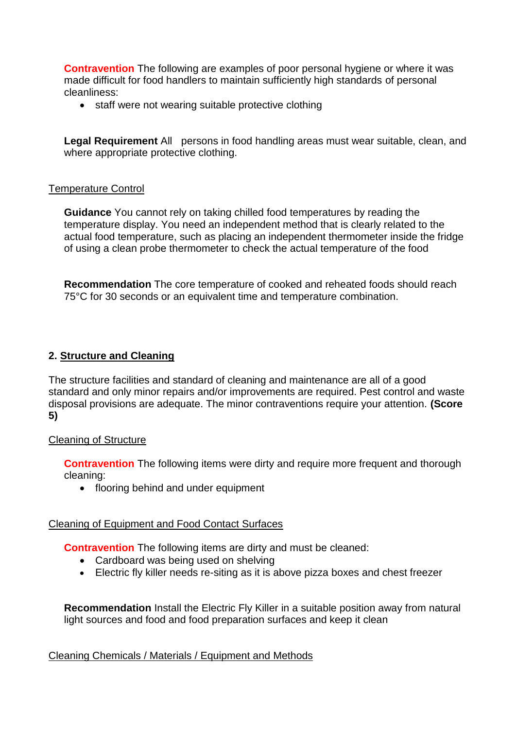**Contravention** The following are examples of poor personal hygiene or where it was made difficult for food handlers to maintain sufficiently high standards of personal cleanliness:

- staff were not wearing suitable protective clothing

**Legal Requirement** All persons in food handling areas must wear suitable, clean, and where appropriate protective clothing.

Temperature Control

**Guidance** You cannot rely on taking chilled food temperatures by reading the temperature display. You need an independent method that is clearly related to the actual food temperature, such as placing an independent thermometer inside the fridge of using a clean probe thermometer to check the actual temperature of the food

**Recommendation** The core temperature of cooked and reheated foods should reach 75°C for 30 seconds or an equivalent time and temperature combination.

## 2. Structure and Cleaning

The structure facilities and standard of cleaning and maintenance are all of a good standard and only minor repairs and/or improvements are required. Pest control and waste disposal provisions are adequate. The minor contraventions require your attention. **(Score 5)**

Cleaning of Structure

**Contravention** The following items were dirty and require more frequent and thorough cleaning:

- flooring behind and under equipment

Cleaning of Equipment and Food Contact Surfaces

**Contravention** The following items are dirty and must be cleaned:

- Cardboard was being used on shelving
- Electric fly killer needs re-siting as it is above pizza boxes and chest freezer

**Recommendation** Install the Electric Fly Killer in a suitable position away from natural light sources and food and food preparation surfaces and keep it clean

Cleaning Chemicals / Materials / Equipment and Methods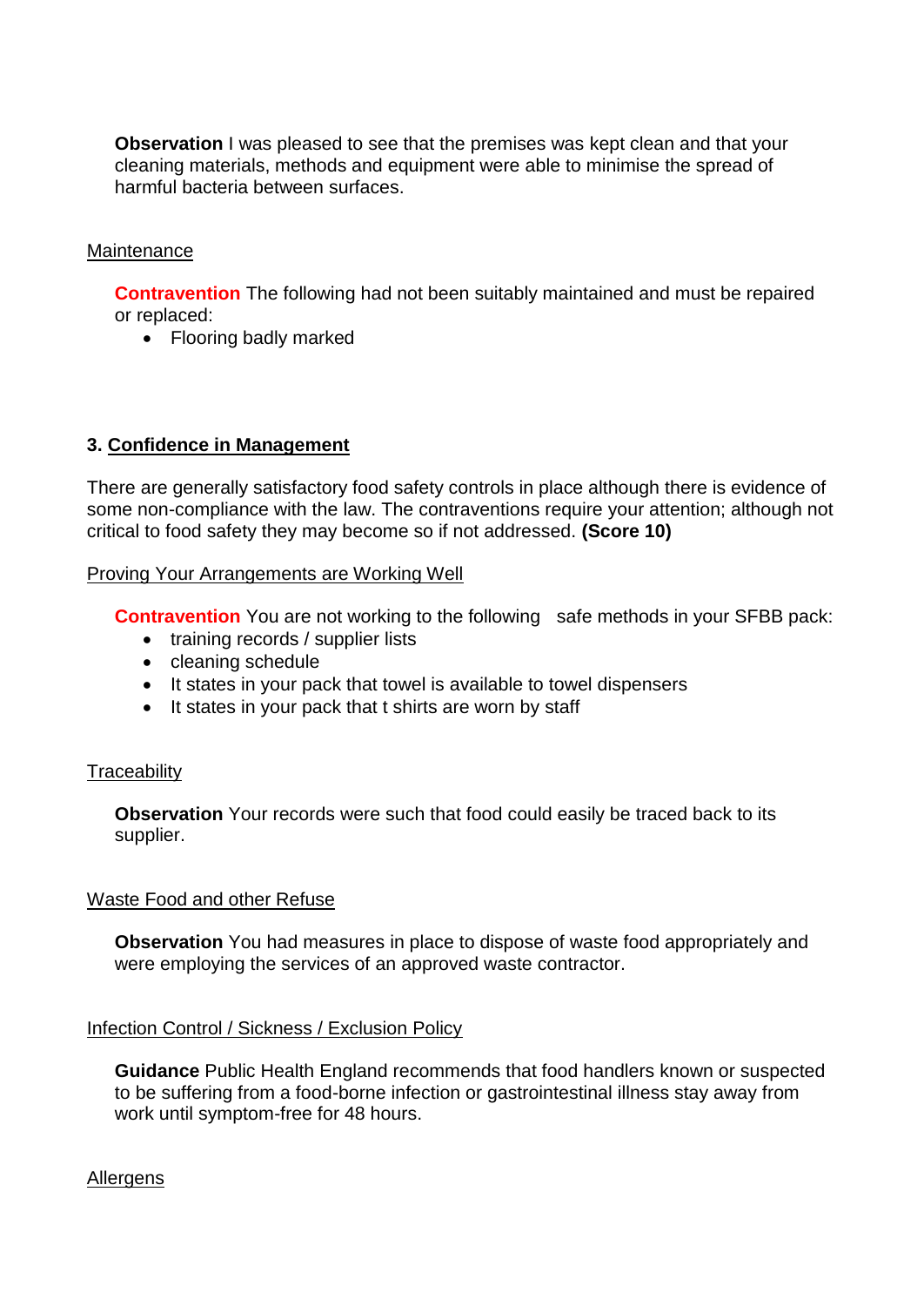**Observation** I was pleased to see that the premises was kept clean and that your cleaning materials, methods and equipment were able to minimise the spread of harmful bacteria between surfaces.

Maintenance

**Contravention** The following had not been suitably maintained and must be repaired or replaced:

- Flooring badly marked

### 3. Confidence in Management

There are generally satisfactory food safety controls in place although there is evidence of some non-compliance with the law. The contraventions require your attention; although not critical to food safety they may become so if not addressed. **(Score 10)**

Proving Your Arrangements are Working Well

**Contravention** You are not working to the following safe methods in your SFBB pack:

- training records / supplier lists
- cleaning schedule
- It states in your pack that towel is available to towel dispensers
- It states in your pack that t shirts are worn by staff

Traceability

**Observation** Your records were such that food could easily be traced back to its supplier.

Waste Food and other Refuse

**Observation** You had measures in place to dispose of waste food appropriately and were employing the services of an approved waste contractor.

Infection Control / Sickness / Exclusion Policy

**Guidance** Public Health England recommends that food handlers known or suspected to be suffering from a food-borne infection or gastrointestinal illness stay away from work until symptom-free for 48 hours.

Allergens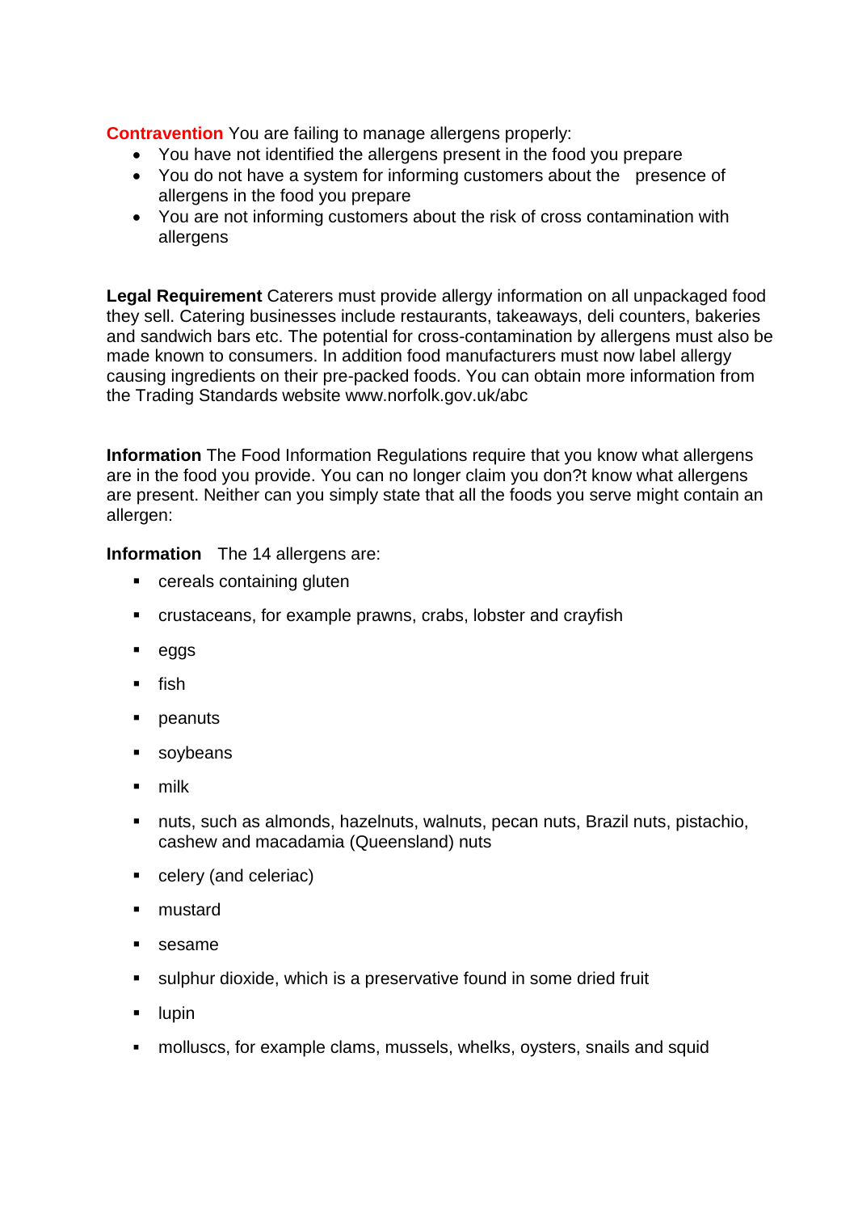**Contravention** You are failing to manage allergens properly:

- You have not identified the allergens present in the food you prepare
- You do not have a system for informing customers about the presence of allergens in the food you prepare
- You are not informing customers about the risk of cross contamination with allergens

**Legal Requirement** Caterers must provide allergy information on all unpackaged food they sell. Catering businesses include restaurants, takeaways, deli counters, bakeries and sandwich bars etc. The potential for cross-contamination by allergens must also be made known to consumers. In addition food manufacturers must now label allergy causing ingredients on their pre-packed foods. You can obtain more information from the Trading Standards website www.norfolk.gov.uk/abc

**Information** The Food Information Regulations require that you know what allergens are in the food you provide. You can no longer claim you don?t know what allergens are present. Neither can you simply state that all the foods you serve might contain an allergen:

**Information** The 14 allergens are:

- cereals containing gluten
- crustaceans, for example prawns, crabs, lobster and crayfish
- eggs
- fish
- peanuts
- soybeans
- milk
- nuts, such as almonds, hazelnuts, walnuts, pecan nuts, Brazil nuts, pistachio, cashew and macadamia (Queensland) nuts
- celery (and celeriac)
- mustard
- sesame
- sulphur dioxide, which is a preservative found in some dried fruit
- lupin
- molluscs, for example clams, mussels, whelks, oysters, snails and squid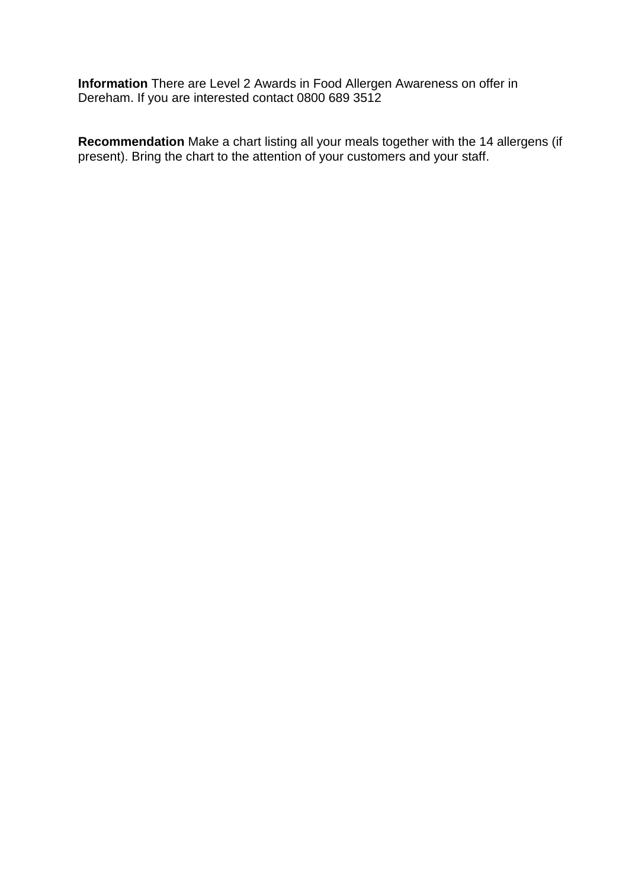**Information** There are Level 2 Awards in Food Allergen Awareness on offer in Dereham. If you are interested contact 0800 689 3512

**Recommendation** Make a chart listing all your meals together with the 14 allergens (if present). Bring the chart to the attention of your customers and your staff.